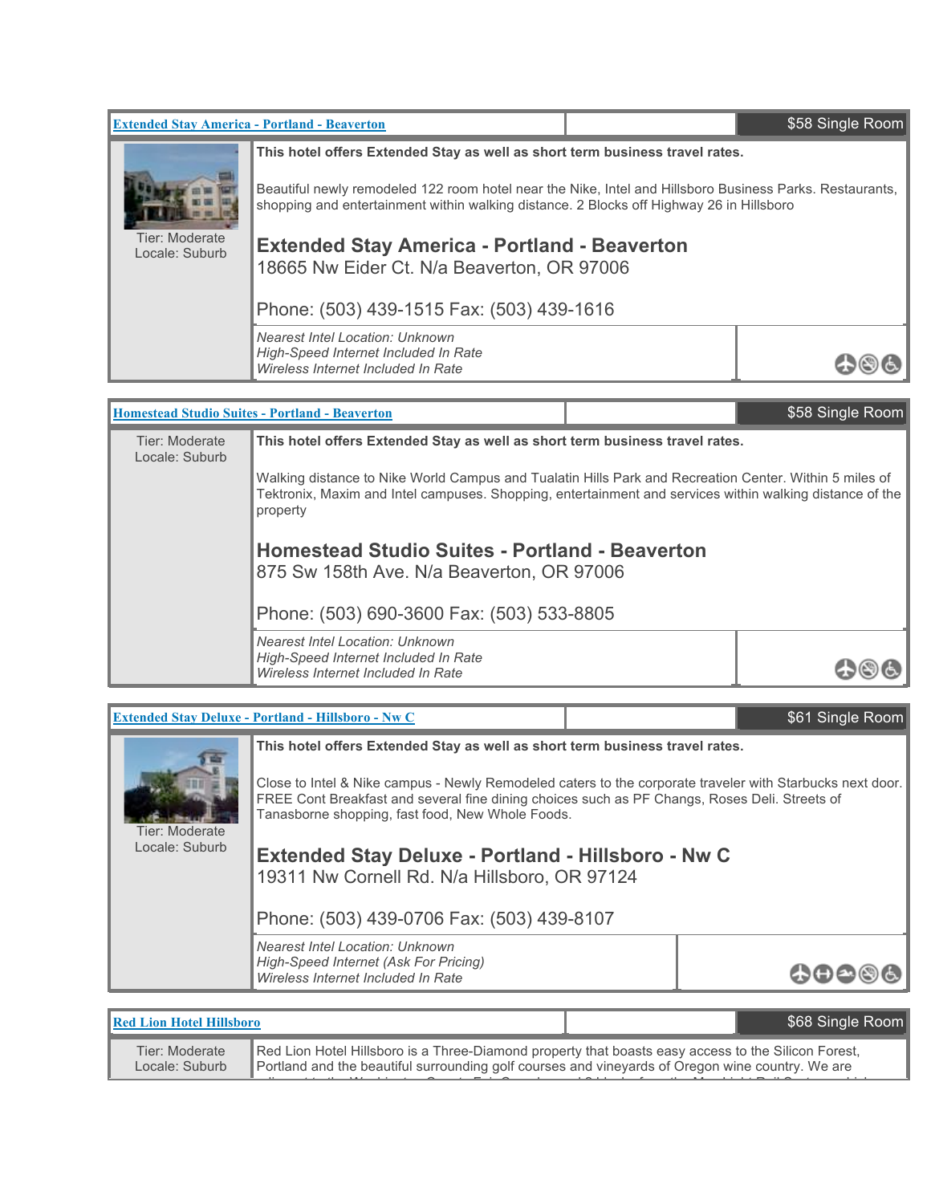**[Extended Stay America - Portland - Beaverton]** | $58 Single Room

Tier: Moderate
Locale: Suburb

**This hotel offers Extended Stay as well as short term business travel rates.**

Beautiful newly remodeled 122 room hotel near the Nike, Intel and Hillsboro Business Parks. Restaurants, shopping and entertainment within walking distance. 2 Blocks off Highway 26 in Hillsboro

## Extended Stay America - Portland - Beaverton

18665 Nw Eider Ct. N/a Beaverton, OR 97006

Phone: (503) 439-1515 Fax: (503) 439-1616

*Nearest Intel Location: Unknown*
*High-Speed Internet Included In Rate*
*Wireless Internet Included In Rate*

---

**[Homestead Studio Suites - Portland - Beaverton]** | $58 Single Room

Tier: Moderate
Locale: Suburb

**This hotel offers Extended Stay as well as short term business travel rates.**

Walking distance to Nike World Campus and Tualatin Hills Park and Recreation Center. Within 5 miles of Tektronix, Maxim and Intel campuses. Shopping, entertainment and services within walking distance of the property

## Homestead Studio Suites - Portland - Beaverton

875 Sw 158th Ave. N/a Beaverton, OR 97006

Phone: (503) 690-3600 Fax: (503) 533-8805

*Nearest Intel Location: Unknown*
*High-Speed Internet Included In Rate*
*Wireless Internet Included In Rate*

---

**[Extended Stay Deluxe - Portland - Hillsboro - Nw C]** | $61 Single Room

Tier: Moderate
Locale: Suburb

**This hotel offers Extended Stay as well as short term business travel rates.**

Close to Intel & Nike campus - Newly Remodeled caters to the corporate traveler with Starbucks next door. FREE Cont Breakfast and several fine dining choices such as PF Changs, Roses Deli. Streets of Tanasborne shopping, fast food, New Whole Foods.

## Extended Stay Deluxe - Portland - Hillsboro - Nw C

19311 Nw Cornell Rd. N/a Hillsboro, OR 97124

Phone: (503) 439-0706 Fax: (503) 439-8107

*Nearest Intel Location: Unknown*
*High-Speed Internet (Ask For Pricing)*
*Wireless Internet Included In Rate*

---

**[Red Lion Hotel Hillsboro]** | $68 Single Room

Tier: Moderate
Locale: Suburb

Red Lion Hotel Hillsboro is a Three-Diamond property that boasts easy access to the Silicon Forest, Portland and the beautiful surrounding golf courses and vineyards of Oregon wine country. We are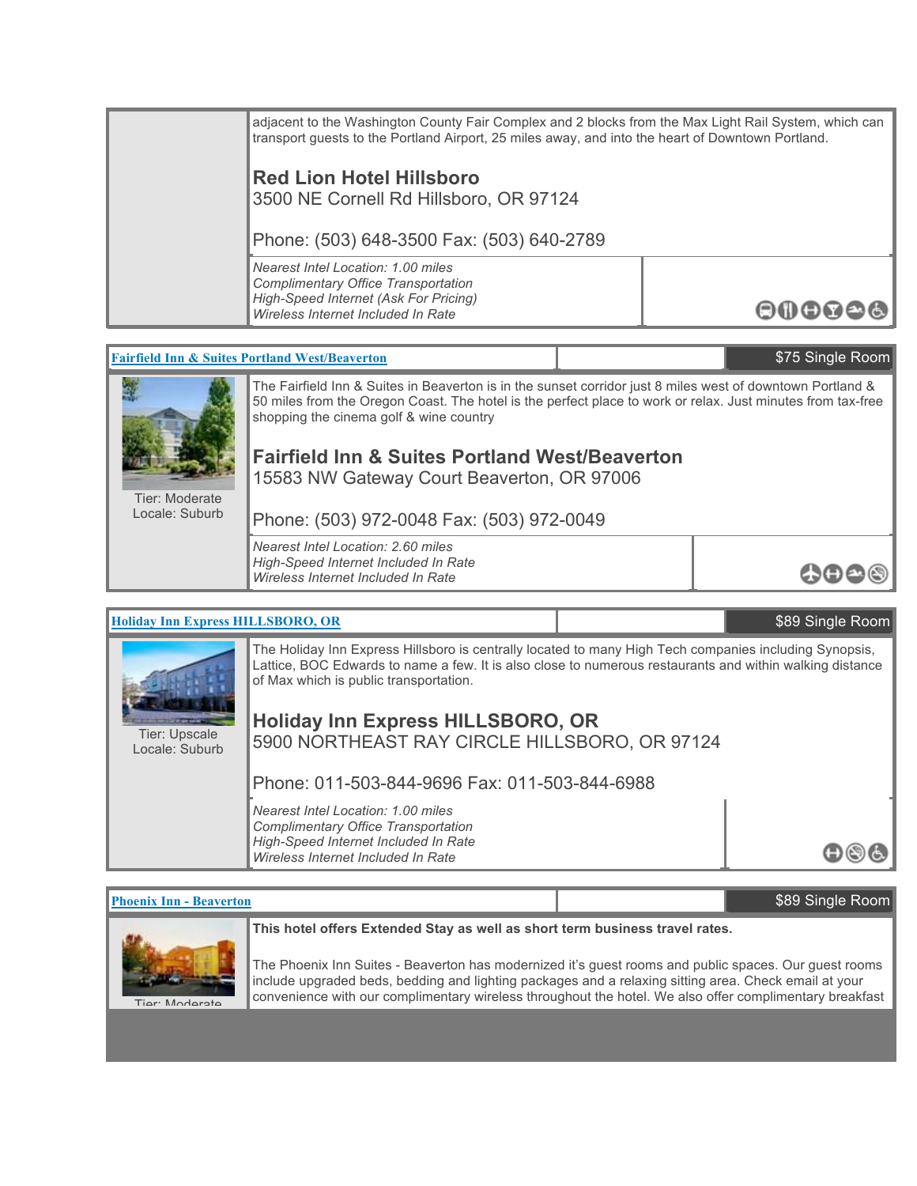adjacent to the Washington County Fair Complex and 2 blocks from the Max Light Rail System, which can transport guests to the Portland Airport, 25 miles away, and into the heart of Downtown Portland.

**Red Lion Hotel Hillsboro**
3500 NE Cornell Rd Hillsboro, OR 97124

Phone: (503) 648-3500 Fax: (503) 640-2789

*Nearest Intel Location: 1.00 miles*
*Complimentary Office Transportation*
*High-Speed Internet (Ask For Pricing)*
*Wireless Internet Included In Rate*

---

**Fairfield Inn & Suites Portland West/Beaverton** — $75 Single Room

Tier: Moderate
Locale: Suburb

The Fairfield Inn & Suites in Beaverton is in the sunset corridor just 8 miles west of downtown Portland & 50 miles from the Oregon Coast. The hotel is the perfect place to work or relax. Just minutes from tax-free shopping the cinema golf & wine country

**Fairfield Inn & Suites Portland West/Beaverton**
15583 NW Gateway Court Beaverton, OR 97006

Phone: (503) 972-0048 Fax: (503) 972-0049

*Nearest Intel Location: 2.60 miles*
*High-Speed Internet Included In Rate*
*Wireless Internet Included In Rate*

---

**Holiday Inn Express HILLSBORO, OR** — $89 Single Room

Tier: Upscale
Locale: Suburb

The Holiday Inn Express Hillsboro is centrally located to many High Tech companies including Synopsis, Lattice, BOC Edwards to name a few. It is also close to numerous restaurants and within walking distance of Max which is public transportation.

**Holiday Inn Express HILLSBORO, OR**
5900 NORTHEAST RAY CIRCLE HILLSBORO, OR 97124

Phone: 011-503-844-9696 Fax: 011-503-844-6988

*Nearest Intel Location: 1.00 miles*
*Complimentary Office Transportation*
*High-Speed Internet Included In Rate*
*Wireless Internet Included In Rate*

---

**Phoenix Inn - Beaverton** — $89 Single Room

Tier: Moderate

**This hotel offers Extended Stay as well as short term business travel rates.**

The Phoenix Inn Suites - Beaverton has modernized it's guest rooms and public spaces. Our guest rooms include upgraded beds, bedding and lighting packages and a relaxing sitting area. Check email at your convenience with our complimentary wireless throughout the hotel. We also offer complimentary breakfast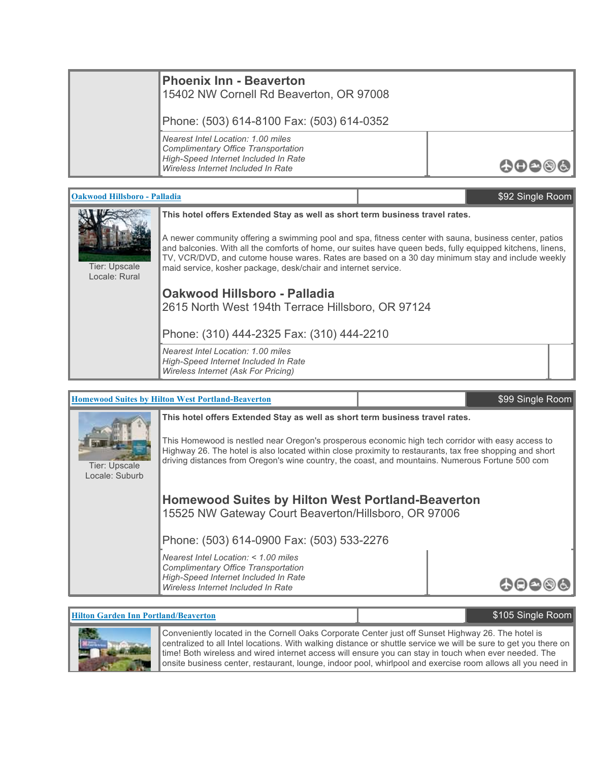## Phoenix Inn - Beaverton

15402 NW Cornell Rd Beaverton, OR 97008

Phone: (503) 614-8100 Fax: (503) 614-0352

*Nearest Intel Location: 1.00 miles*
*Complimentary Office Transportation*
*High-Speed Internet Included In Rate*
*Wireless Internet Included In Rate*

---

**Oakwood Hillsboro - Palladia** | $92 Single Room

Tier: Upscale
Locale: Rural

**This hotel offers Extended Stay as well as short term business travel rates.**

A newer community offering a swimming pool and spa, fitness center with sauna, business center, patios and balconies. With all the comforts of home, our suites have queen beds, fully equipped kitchens, linens, TV, VCR/DVD, and cutome house wares. Rates are based on a 30 day minimum stay and include weekly maid service, kosher package, desk/chair and internet service.

## Oakwood Hillsboro - Palladia

2615 North West 194th Terrace Hillsboro, OR 97124

Phone: (310) 444-2325 Fax: (310) 444-2210

*Nearest Intel Location: 1.00 miles*
*High-Speed Internet Included In Rate*
*Wireless Internet (Ask For Pricing)*

---

**Homewood Suites by Hilton West Portland-Beaverton** | $99 Single Room

Tier: Upscale
Locale: Suburb

**This hotel offers Extended Stay as well as short term business travel rates.**

This Homewood is nestled near Oregon's prosperous economic high tech corridor with easy access to Highway 26. The hotel is also located within close proximity to restaurants, tax free shopping and short driving distances from Oregon's wine country, the coast, and mountains. Numerous Fortune 500 com

## Homewood Suites by Hilton West Portland-Beaverton

15525 NW Gateway Court Beaverton/Hillsboro, OR 97006

Phone: (503) 614-0900 Fax: (503) 533-2276

*Nearest Intel Location: < 1.00 miles*
*Complimentary Office Transportation*
*High-Speed Internet Included In Rate*
*Wireless Internet Included In Rate*

---

**Hilton Garden Inn Portland/Beaverton** | $105 Single Room

Conveniently located in the Cornell Oaks Corporate Center just off Sunset Highway 26. The hotel is centralized to all Intel locations. With walking distance or shuttle service we will be sure to get you there on time! Both wireless and wired internet access will ensure you can stay in touch when ever needed. The onsite business center, restaurant, lounge, indoor pool, whirlpool and exercise room allows all you need in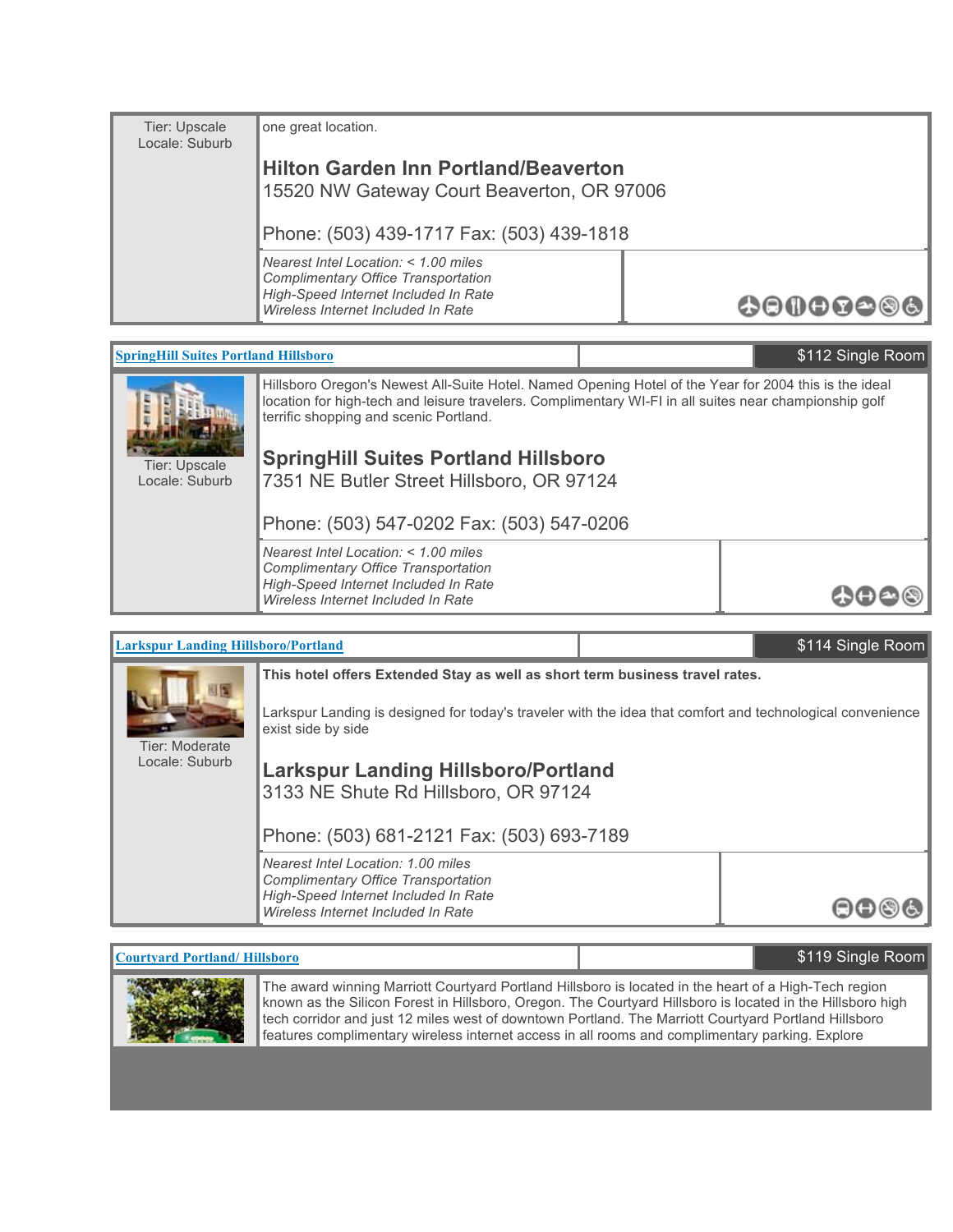Tier: Upscale
Locale: Suburb

one great location.

### Hilton Garden Inn Portland/Beaverton

15520 NW Gateway Court Beaverton, OR 97006

Phone: (503) 439-1717 Fax: (503) 439-1818

*Nearest Intel Location: < 1.00 miles*
*Complimentary Office Transportation*
*High-Speed Internet Included In Rate*
*Wireless Internet Included In Rate*

---

**SpringHill Suites Portland Hillsboro** — $112 Single Room

Tier: Upscale
Locale: Suburb

Hillsboro Oregon's Newest All-Suite Hotel. Named Opening Hotel of the Year for 2004 this is the ideal location for high-tech and leisure travelers. Complimentary WI-FI in all suites near championship golf terrific shopping and scenic Portland.

### SpringHill Suites Portland Hillsboro

7351 NE Butler Street Hillsboro, OR 97124

Phone: (503) 547-0202 Fax: (503) 547-0206

*Nearest Intel Location: < 1.00 miles*
*Complimentary Office Transportation*
*High-Speed Internet Included In Rate*
*Wireless Internet Included In Rate*

---

**Larkspur Landing Hillsboro/Portland** — $114 Single Room

Tier: Moderate
Locale: Suburb

**This hotel offers Extended Stay as well as short term business travel rates.**

Larkspur Landing is designed for today's traveler with the idea that comfort and technological convenience exist side by side

### Larkspur Landing Hillsboro/Portland

3133 NE Shute Rd Hillsboro, OR 97124

Phone: (503) 681-2121 Fax: (503) 693-7189

*Nearest Intel Location: 1.00 miles*
*Complimentary Office Transportation*
*High-Speed Internet Included In Rate*
*Wireless Internet Included In Rate*

---

**Courtyard Portland/ Hillsboro** — $119 Single Room

The award winning Marriott Courtyard Portland Hillsboro is located in the heart of a High-Tech region known as the Silicon Forest in Hillsboro, Oregon. The Courtyard Hillsboro is located in the Hillsboro high tech corridor and just 12 miles west of downtown Portland. The Marriott Courtyard Portland Hillsboro features complimentary wireless internet access in all rooms and complimentary parking. Explore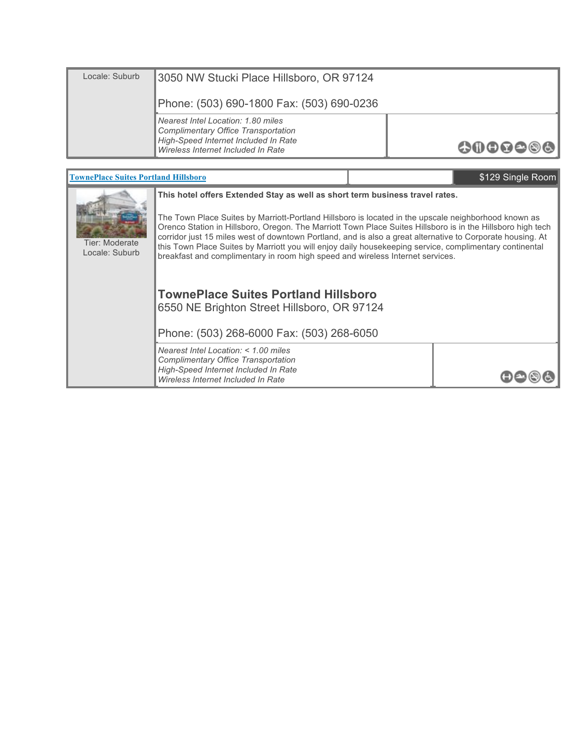Locale: Suburb

3050 NW Stucki Place Hillsboro, OR 97124

Phone: (503) 690-1800 Fax: (503) 690-0236

*Nearest Intel Location: 1.80 miles*
*Complimentary Office Transportation*
*High-Speed Internet Included In Rate*
*Wireless Internet Included In Rate*

---

**TownePlace Suites Portland Hillsboro** — $129 Single Room

Tier: Moderate
Locale: Suburb

**This hotel offers Extended Stay as well as short term business travel rates.**

The Town Place Suites by Marriott-Portland Hillsboro is located in the upscale neighborhood known as Orenco Station in Hillsboro, Oregon. The Marriott Town Place Suites Hillsboro is in the Hillsboro high tech corridor just 15 miles west of downtown Portland, and is also a great alternative to Corporate housing. At this Town Place Suites by Marriott you will enjoy daily housekeeping service, complimentary continental breakfast and complimentary in room high speed and wireless Internet services.

## TownePlace Suites Portland Hillsboro

6550 NE Brighton Street Hillsboro, OR 97124

Phone: (503) 268-6000 Fax: (503) 268-6050

*Nearest Intel Location: < 1.00 miles*
*Complimentary Office Transportation*
*High-Speed Internet Included In Rate*
*Wireless Internet Included In Rate*